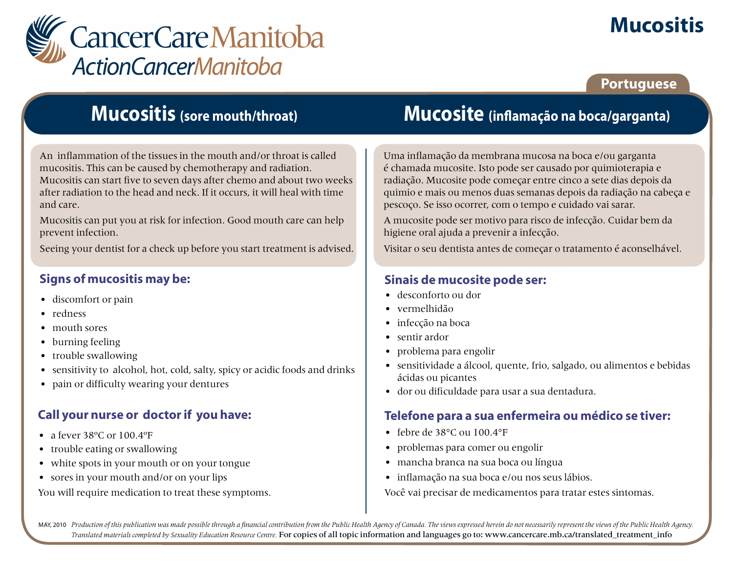CancerCare Manitoba
ActionCancerManitoba

# Mucositis

Portuguese

## Mucositis (sore mouth/throat)

An inflammation of the tissues in the mouth and/or throat is called mucositis. This can be caused by chemotherapy and radiation. Mucositis can start five to seven days after chemo and about two weeks after radiation to the head and neck. If it occurs, it will heal with time and care.

Mucositis can put you at risk for infection. Good mouth care can help prevent infection.

Seeing your dentist for a check up before you start treatment is advised.

### Signs of mucositis may be:

- discomfort or pain
- redness
- mouth sores
- burning feeling
- trouble swallowing
- sensitivity to alcohol, hot, cold, salty, spicy or acidic foods and drinks
- pain or difficulty wearing your dentures

### Call your nurse or doctor if you have:

- a fever 38ºC or 100.4ºF
- trouble eating or swallowing
- white spots in your mouth or on your tongue
- sores in your mouth and/or on your lips

You will require medication to treat these symptoms.

## Mucosite (inflamação na boca/garganta)

Uma inflamação da membrana mucosa na boca e/ou garganta é chamada mucosite. Isto pode ser causado por quimioterapia e radiação. Mucosite pode começar entre cinco a sete dias depois da quimio e mais ou menos duas semanas depois da radiação na cabeça e pescoço. Se isso ocorrer, com o tempo e cuidado vai sarar.

A mucosite pode ser motivo para risco de infecção. Cuidar bem da higiene oral ajuda a prevenir a infecção.

Visitar o seu dentista antes de começar o tratamento é aconselhável.

### Sinais de mucosite pode ser:

- desconforto ou dor
- vermelhidão
- infecção na boca
- sentir ardor
- problema para engolir
- sensitividade a álcool, quente, frio, salgado, ou alimentos e bebidas ácidas ou picantes
- dor ou dificuldade para usar a sua dentadura.

### Telefone para a sua enfermeira ou médico se tiver:

- febre de 38°C ou 100.4°F
- problemas para comer ou engolir
- mancha branca na sua boca ou língua
- inflamação na sua boca e/ou nos seus lábios.

Você vai precisar de medicamentos para tratar estes sintomas.

MAY, 2010 *Production of this publication was made possible through a financial contribution from the Public Health Agency of Canada. The views expressed herein do not necessarily represent the views of the Public Health Agency. Translated materials completed by Sexuality Education Resource Centre.* For copies of all topic information and languages go to: www.cancercare.mb.ca/translated_treatment_info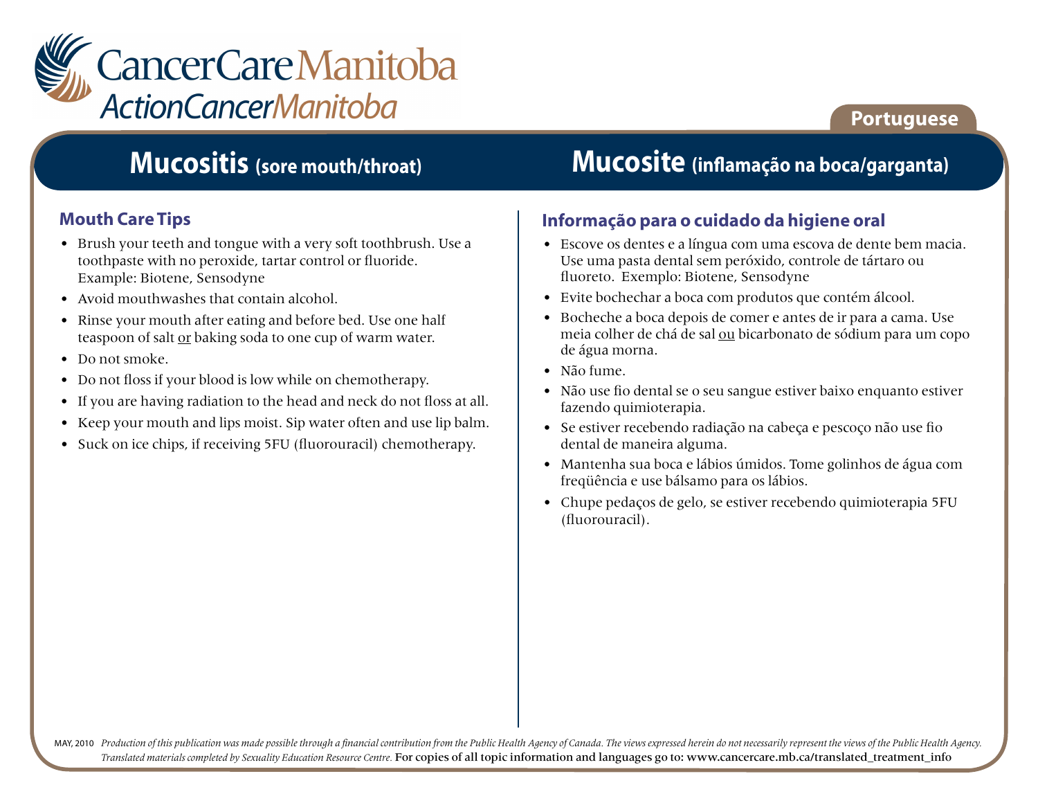CancerCare Manitoba
ActionCancerManitoba

Portuguese

# Mucositis (sore mouth/throat)

## Mouth Care Tips

- Brush your teeth and tongue with a very soft toothbrush. Use a toothpaste with no peroxide, tartar control or fluoride. Example: Biotene, Sensodyne
- Avoid mouthwashes that contain alcohol.
- Rinse your mouth after eating and before bed. Use one half teaspoon of salt or baking soda to one cup of warm water.
- Do not smoke.
- Do not floss if your blood is low while on chemotherapy.
- If you are having radiation to the head and neck do not floss at all.
- Keep your mouth and lips moist. Sip water often and use lip balm.
- Suck on ice chips, if receiving 5FU (fluorouracil) chemotherapy.

# Mucosite (inflamação na boca/garganta)

## Informação para o cuidado da higiene oral

- Escove os dentes e a língua com uma escova de dente bem macia. Use uma pasta dental sem peróxido, controle de tártaro ou fluoreto. Exemplo: Biotene, Sensodyne
- Evite bochechar a boca com produtos que contém álcool.
- Bocheche a boca depois de comer e antes de ir para a cama. Use meia colher de chá de sal ou bicarbonato de sódium para um copo de água morna.
- Não fume.
- Não use fio dental se o seu sangue estiver baixo enquanto estiver fazendo quimioterapia.
- Se estiver recebendo radiação na cabeça e pescoço não use fio dental de maneira alguma.
- Mantenha sua boca e lábios úmidos. Tome golinhos de água com freqüência e use bálsamo para os lábios.
- Chupe pedaços de gelo, se estiver recebendo quimioterapia 5FU (fluorouracil).

MAY, 2010 *Production of this publication was made possible through a financial contribution from the Public Health Agency of Canada. The views expressed herein do not necessarily represent the views of the Public Health Agency. Translated materials completed by Sexuality Education Resource Centre.* For copies of all topic information and languages go to: www.cancercare.mb.ca/translated_treatment_info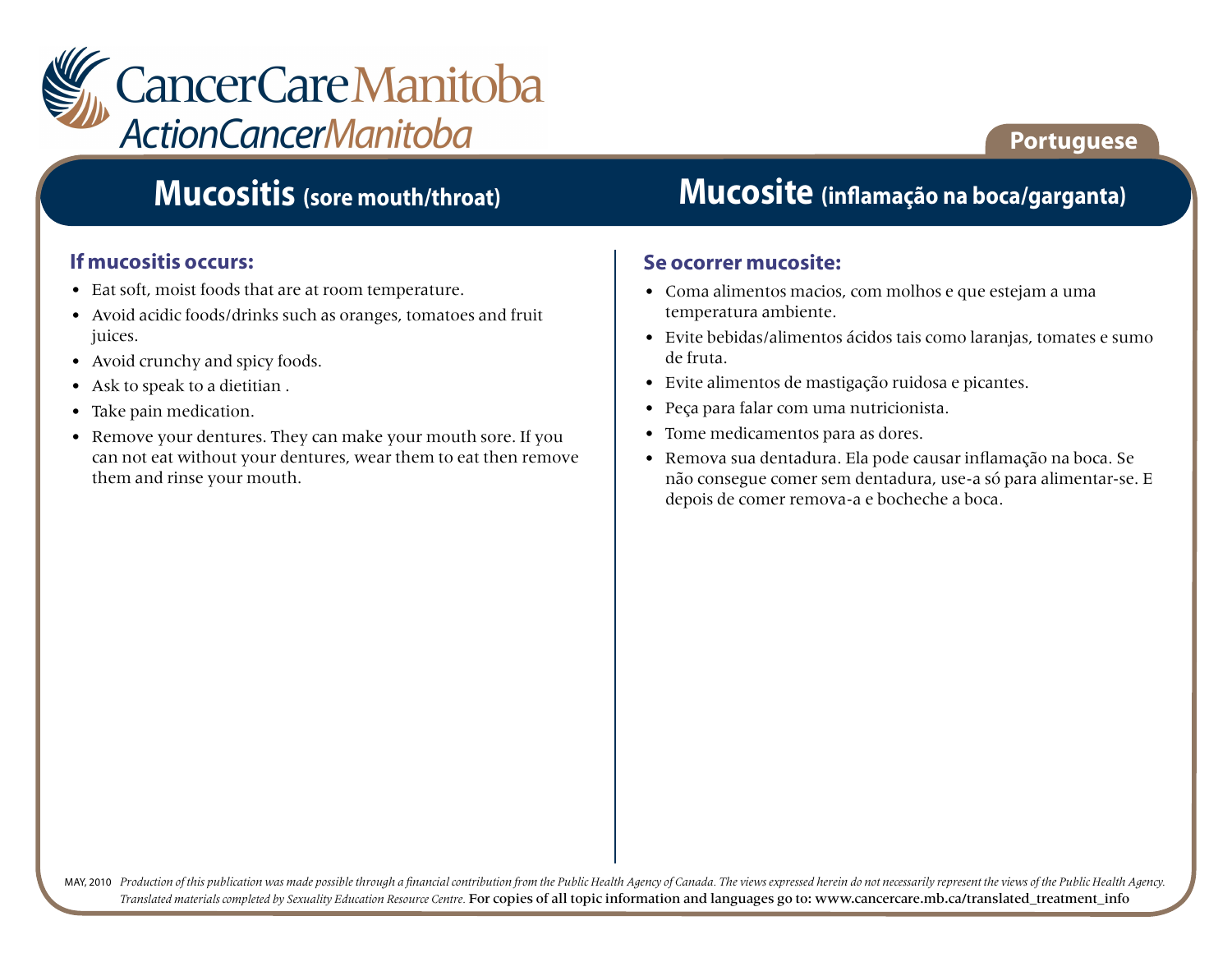CancerCare Manitoba
ActionCancerManitoba

Portuguese

# Mucositis (sore mouth/throat)

## If mucositis occurs:

- Eat soft, moist foods that are at room temperature.
- Avoid acidic foods/drinks such as oranges, tomatoes and fruit juices.
- Avoid crunchy and spicy foods.
- Ask to speak to a dietitian .
- Take pain medication.
- Remove your dentures. They can make your mouth sore. If you can not eat without your dentures, wear them to eat then remove them and rinse your mouth.

# Mucosite (inflamação na boca/garganta)

## Se ocorrer mucosite:

- Coma alimentos macios, com molhos e que estejam a uma temperatura ambiente.
- Evite bebidas/alimentos ácidos tais como laranjas, tomates e sumo de fruta.
- Evite alimentos de mastigação ruidosa e picantes.
- Peça para falar com uma nutricionista.
- Tome medicamentos para as dores.
- Remova sua dentadura. Ela pode causar inflamação na boca. Se não consegue comer sem dentadura, use-a só para alimentar-se. E depois de comer remova-a e bocheche a boca.

MAY, 2010 *Production of this publication was made possible through a financial contribution from the Public Health Agency of Canada. The views expressed herein do not necessarily represent the views of the Public Health Agency. Translated materials completed by Sexuality Education Resource Centre.* For copies of all topic information and languages go to: www.cancercare.mb.ca/translated_treatment_info